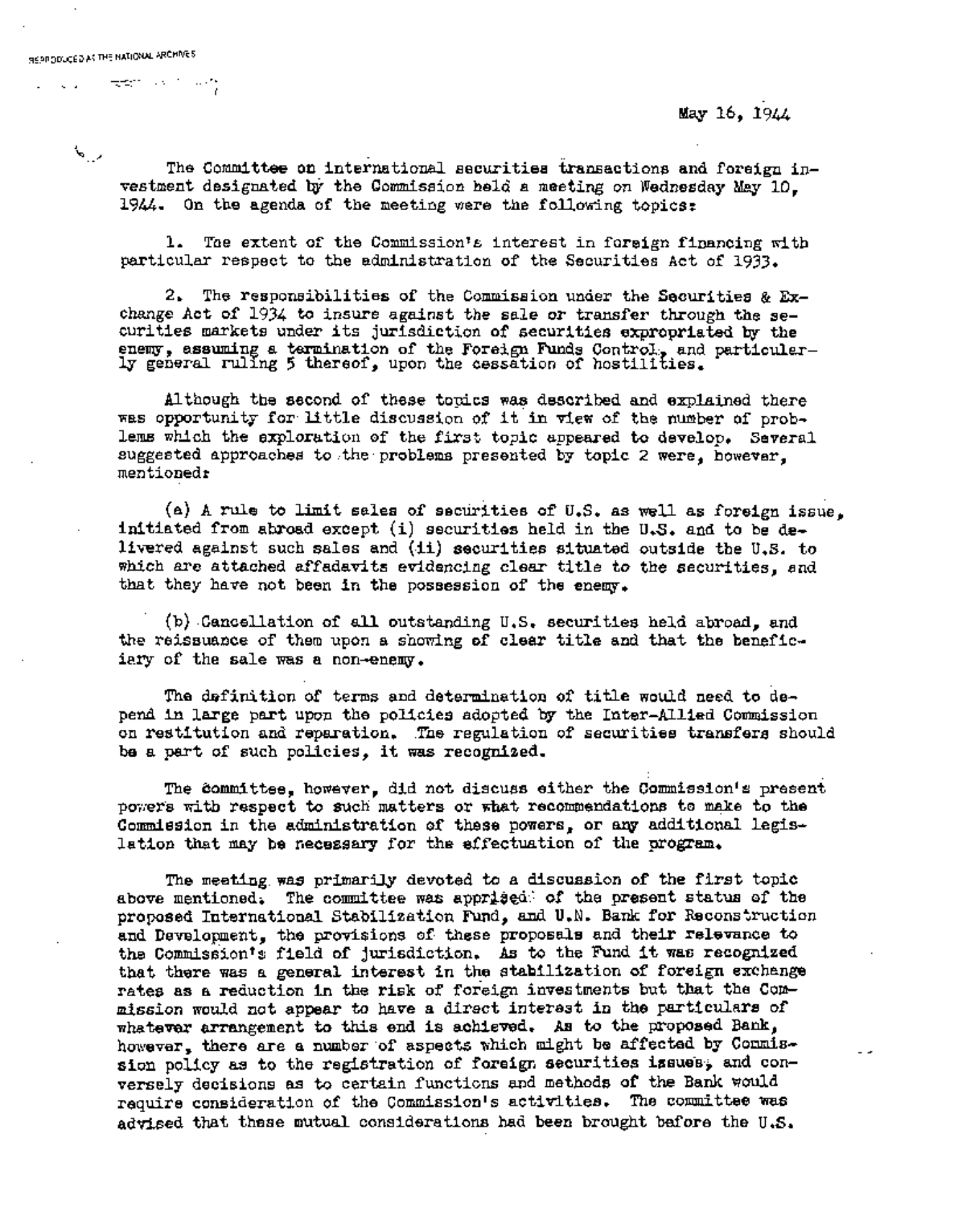May 16, 1944

The Committee on international securities transactions and foreign investment designated by the Commission held a meeting on Wednesday May 10, 1944. On the agenda of the meeting were the following topics:

1. The extent of the Commission's interest in foreign financing with particular respect to the administration of the Securities Act of 1933.

2. The responsibilities of the Commission under the Securities & Exchange Act of 1934 to insure against the sale or transfer through the securities markets under its jurisdiction of securities expropriated by the enemy, assuming a termination of the Foreign Funds Control, and particularly general ruling 5 thereof, upon the cessation of hostilities.

Although the second of these topics was described and explained there was opportunity for little discussion of it in view of the number of problems which the exploration of the first topic appeared to develop. Several suggested approaches to the problems presented by topic 2 were, however, mentioned:

(a) A rule to limit sales of securities of U.S. as well as foreign issue, initiated from abroad except (i) securities held in the U.S. and to be delivered against such sales and (ii) securities situated outside the U.S. to which are attached affadavits evidencing clear title to the securities, and that they have not been in the possession of the enemy.

(b) Cancellation of all outstanding U.S. securities held abroad, and the reissuance of them upon a showing of clear title and that the beneficiary of the sale was a non-enemy.

The definition of terms and determination of title would need to depend in large part upon the policies adopted by the Inter-Allied Commission on restitution and reparation. The regulation of securities transfers should be a part of such policies, it was recognized.

The committee, however, did not discuss either the Commission's present powers with respect to such matters or what recommendations to make to the Commission in the administration of these powers, or any additional legislation that may be necessary for the effectuation of the program.

The meeting was primarily devoted to a discussion of the first topic above mentioned. The committee was apprised of the present status of the proposed International Stabilization Fund, and U.N. Bank for Reconstruction and Development, the provisions of these proposals and their relevance to the Commission's field of jurisdiction. As to the Fund it was recognized that there was a general interest in the stabilization of foreign exchange rates as a reduction in the risk of foreign investments but that the Commission would not appear to have a direct interest in the particulars of whatever arrangement to this end is achieved. As to the proposed Bank, however, there are a number of aspects which might be affected by Commission policy as to the registration of foreign securities issues, and conversely decisions as to certain functions and methods of the Bank would require consideration of the Commission's activities. The committee was advised that these mutual considerations had been brought before the U.S.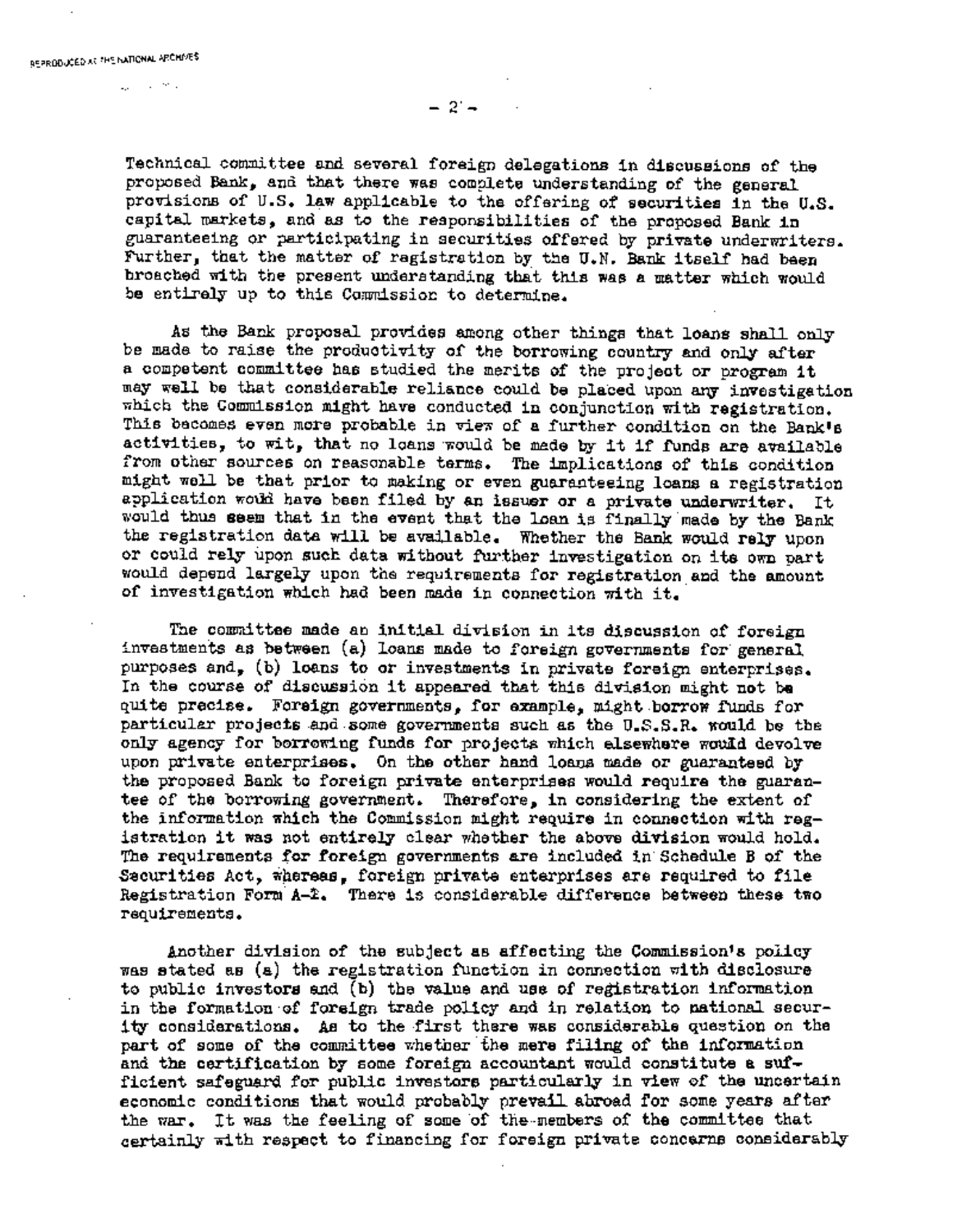Technical committee and several foreign delegations in discussions of the proposed Bank, and that there was complete understanding of the general provisions of U.S. law applicable to the offering of securities in the U.S. capital markets, and as to the responsibilities of the proposed Bank in guaranteeing or participating in securities offered by private underwriters. Further, that the matter of registration by the U.N. Bank itself had been broached with the present understanding that this was a matter which would be entirely up to this Commission to determine.

As the Bank proposal provides among other things that loans shall only be made to raise the productivity of the borrowing country and only after a competent committee has studied the merits of the project or program it may well be that considerable reliance could be placed upon any investigation which the Commission might have conducted in conjunction with registration. This becomes even more probable in view of a further condition on the Bank's activities, to wit, that no loans would be made by it if funds are available from other sources on reasonable terms. The implications of this condition might well be that prior to making or even guaranteeing loans a registration application would have been filed by an issuer or a private underwriter. It would thus seem that in the event that the loan is finally made by the Bank the registration data will be available. Whether the Bank would rely upon or could rely upon such data without further investigation on its own part would depend largely upon the requirements for registration and the amount of investigation which had been made in connection with it.

The committee made an initial division in its discussion of foreign investments as between (a) loans made to foreign governments for general purposes and, (b) loans to or investments in private foreign enterprises. In the course of discussion it appeared that this division might not be quite precise. Foreign governments, for example, might borrow funds for particular projects and some governments such as the U.S.S.R. would be the only agency for borrowing funds for projects which elsewhere would devolve upon private enterprises. On the other hand loans made or guaranteed by the proposed Bank to foreign private enterprises would require the guarantee of the borrowing government. Therefore, in considering the extent of the information which the Commission might require in connection with registration it was not entirely clear whether the above division would hold. The requirements for foreign governments are included in Schedule B of the Securities Act, whereas, foreign private enterprises are required to file Registration Form A-2. There is considerable difference between these two requirements.

Another division of the subject as affecting the Commission's policy was stated as (a) the registration function in connection with disclosure to public investors and (b) the value and use of registration information in the formation of foreign trade policy and in relation to national security considerations. As to the first there was considerable question on the part of some of the committee whether the mere filing of the information and the certification by some foreign accountant would constitute a sufficient safeguard for public investors particularly in view of the uncertain economic conditions that would probably prevail abroad for some years after the war. It was the feeling of some of the members of the committee that certainly with respect to financing for foreign private concerns considerably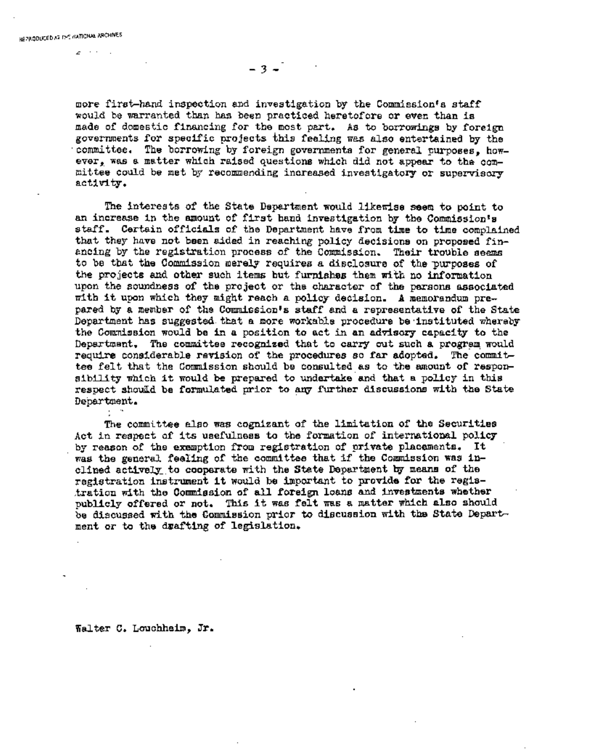more first-hand inspection and investigation by the Commission's staff would be warranted than has been practiced heretofore or even than is made of domestic financing for the most part. As to borrowings by foreign governments for specific projects this feeling was also entertained by the committee. The borrowing by foreign governments for general purposes, however, was a matter which raised questions which did not appear to the committee could be met by recommending increased investigatory or supervisory activity.

The interests of the State Department would likewise seem to point to an increase in the amount of first hand investigation by the Commission's staff. Certain officials of the Department have from time to time complained that they have not been aided in reaching policy decisions on proposed financing by the registration process of the Commission. Their trouble seems to be that the Commission merely requires a disclosure of the purposes of the projects and other such items but furnishes them with no information upon the soundness of the project or the character of the persons associated with it upon which they might reach a policy decision. A memorandum prepared by a member of the Commission's staff and a representative of the State Department has suggested that a more workable procedure be instituted whereby the Commission would be in a position to act in an advisory capacity to the Department. The committee recognized that to carry out such a program would require considerable revision of the procedures so far adopted. The committee felt that the Commission should be consulted as to the amount of responsibility which it would be prepared to undertake and that a policy in this respect should be formulated prior to any further discussions with the State Department.

The committee also was cognizant of the limitation of the Securities Act in respect of its usefulness to the formation of international policy by reason of the exemption from registration of private placements. It was the general feeling of the committee that if the Commission was inclined actively to cooperate with the State Department by means of the registration instrument it would be important to provide for the registration with the Commission of all foreign loans and investments whether publicly offered or not. This it was felt was a matter which also should be discussed with the Commission prior to discussion with the State Department or to the drafting of legislation.

Walter C. Louchheim, Jr.